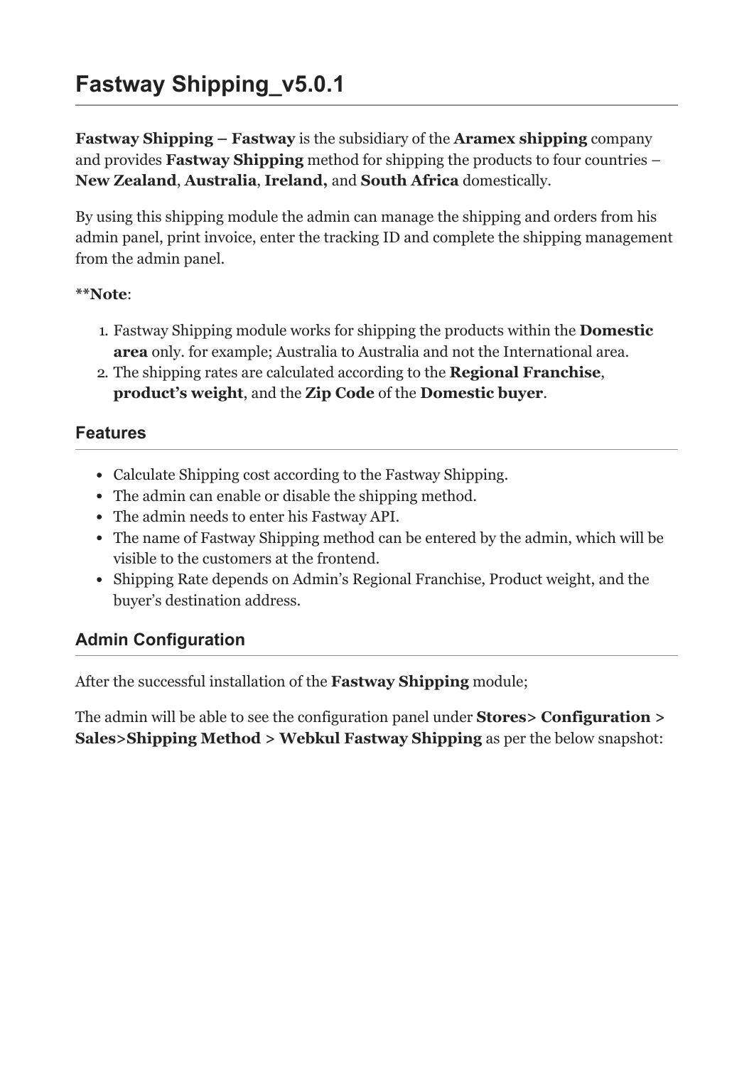# Fastway Shipping_v5.0.1

**Fastway Shipping – Fastway** is the subsidiary of the **Aramex shipping** company and provides **Fastway Shipping** method for shipping the products to four countries – **New Zealand**, **Australia**, **Ireland,** and **South Africa** domestically.

By using this shipping module the admin can manage the shipping and orders from his admin panel, print invoice, enter the tracking ID and complete the shipping management from the admin panel.

****Note**:

1. Fastway Shipping module works for shipping the products within the **Domestic area** only. for example; Australia to Australia and not the International area.
2. The shipping rates are calculated according to the **Regional Franchise**, **product's weight**, and the **Zip Code** of the **Domestic buyer**.

## Features

- Calculate Shipping cost according to the Fastway Shipping.
- The admin can enable or disable the shipping method.
- The admin needs to enter his Fastway API.
- The name of Fastway Shipping method can be entered by the admin, which will be visible to the customers at the frontend.
- Shipping Rate depends on Admin's Regional Franchise, Product weight, and the buyer's destination address.

## Admin Configuration

After the successful installation of the **Fastway Shipping** module;

The admin will be able to see the configuration panel under **Stores> Configuration > Sales>Shipping Method > Webkul Fastway Shipping** as per the below snapshot: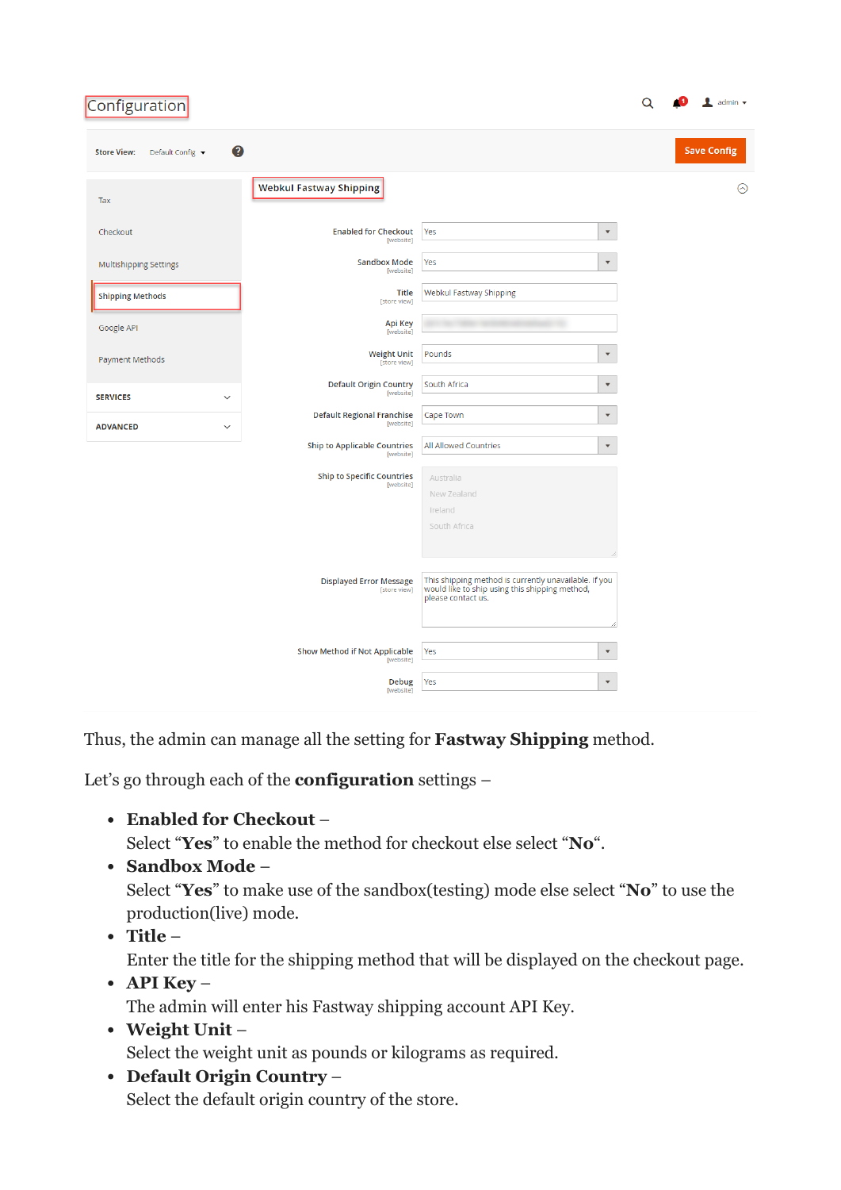Configuration

Store View: Default Config

Save Config

- Tax
- Checkout
- Multishipping Settings
- Shipping Methods
- Google API
- Payment Methods
- SERVICES
- ADVANCED

Webkul Fastway Shipping

| Setting | Scope | Value |
|---|---|---|
| Enabled for Checkout | [website] | Yes |
| Sandbox Mode | [website] | Yes |
| Title | [store view] | Webkul Fastway Shipping |
| Api Key | [website] | |
| Weight Unit | [store view] | Pounds |
| Default Origin Country | [website] | South Africa |
| Default Regional Franchise | [website] | Cape Town |
| Ship to Applicable Countries | [website] | All Allowed Countries |
| Ship to Specific Countries | [website] | Australia, New Zealand, Ireland, South Africa |
| Displayed Error Message | [store view] | This shipping method is currently unavailable. If you would like to ship using this shipping method, please contact us. |
| Show Method if Not Applicable | [website] | Yes |
| Debug | [website] | Yes |

Thus, the admin can manage all the setting for **Fastway Shipping** method.

Let's go through each of the **configuration** settings –

- **Enabled for Checkout** –
  Select "**Yes**" to enable the method for checkout else select "**No**".
- **Sandbox Mode** –
  Select "**Yes**" to make use of the sandbox(testing) mode else select "**No**" to use the production(live) mode.
- **Title** –
  Enter the title for the shipping method that will be displayed on the checkout page.
- **API Key** –
  The admin will enter his Fastway shipping account API Key.
- **Weight Unit** –
  Select the weight unit as pounds or kilograms as required.
- **Default Origin Country** –
  Select the default origin country of the store.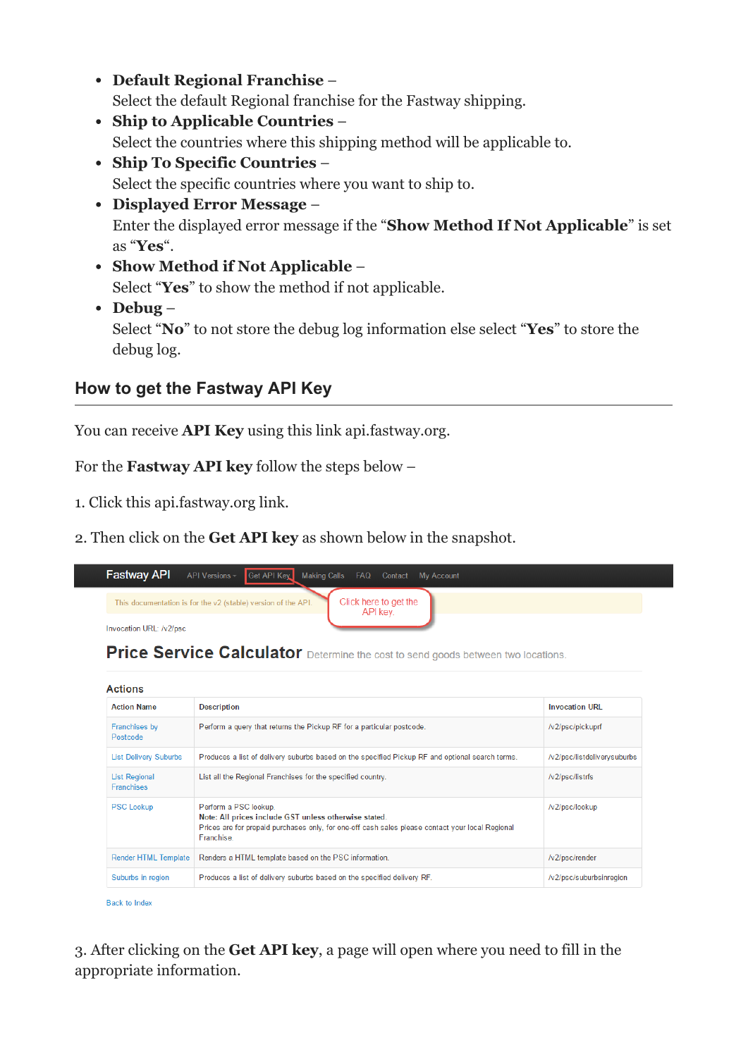- **Default Regional Franchise** –
  Select the default Regional franchise for the Fastway shipping.
- **Ship to Applicable Countries** –
  Select the countries where this shipping method will be applicable to.
- **Ship To Specific Countries** –
  Select the specific countries where you want to ship to.
- **Displayed Error Message** –
  Enter the displayed error message if the "**Show Method If Not Applicable**" is set as "**Yes**".
- **Show Method if Not Applicable** –
  Select "**Yes**" to show the method if not applicable.
- **Debug** –
  Select "**No**" to not store the debug log information else select "**Yes**" to store the debug log.

## How to get the Fastway API Key

You can receive **API Key** using this link api.fastway.org.

For the **Fastway API key** follow the steps below –

1. Click this api.fastway.org link.

2. Then click on the **Get API key** as shown below in the snapshot.

Fastway API | API Versions | Get API Key | Making Calls | FAQ | Contact | My Account

This documentation is for the v2 (stable) version of the API.

Click here to get the API key.

Invocation URL: /v2/psc

**Price Service Calculator** Determine the cost to send goods between two locations.

**Actions**

| Action Name | Description | Invocation URL |
| --- | --- | --- |
| Franchises by Postcode | Perform a query that returns the Pickup RF for a particular postcode. | /v2/psc/pickuprf |
| List Delivery Suburbs | Produces a list of delivery suburbs based on the specified Pickup RF and optional search terms. | /v2/psc/listdeliverysuburbs |
| List Regional Franchises | List all the Regional Franchises for the specified country. | /v2/psc/listrfs |
| PSC Lookup | Perform a PSC lookup. Note: All prices include GST unless otherwise stated. Prices are for prepaid purchases only, for one-off cash sales please contact your local Regional Franchise. | /v2/psc/lookup |
| Render HTML Template | Renders a HTML template based on the PSC information. | /v2/psc/render |
| Suburbs in region | Produces a list of delivery suburbs based on the specified delivery RF. | /v2/psc/suburbsinregion |

Back to Index

3. After clicking on the **Get API key**, a page will open where you need to fill in the appropriate information.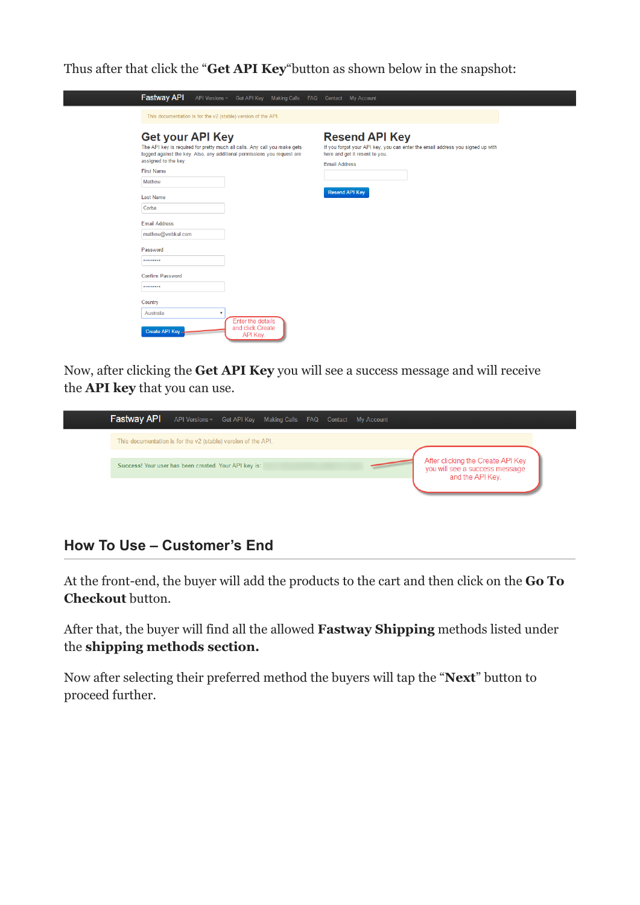Thus after that click the “**Get API Key**“button as shown below in the snapshot:

Now, after clicking the **Get API Key** you will see a success message and will receive the **API key** that you can use.

## How To Use – Customer’s End

At the front-end, the buyer will add the products to the cart and then click on the **Go To Checkout** button.

After that, the buyer will find all the allowed **Fastway Shipping** methods listed under the **shipping methods section.**

Now after selecting their preferred method the buyers will tap the “**Next**” button to proceed further.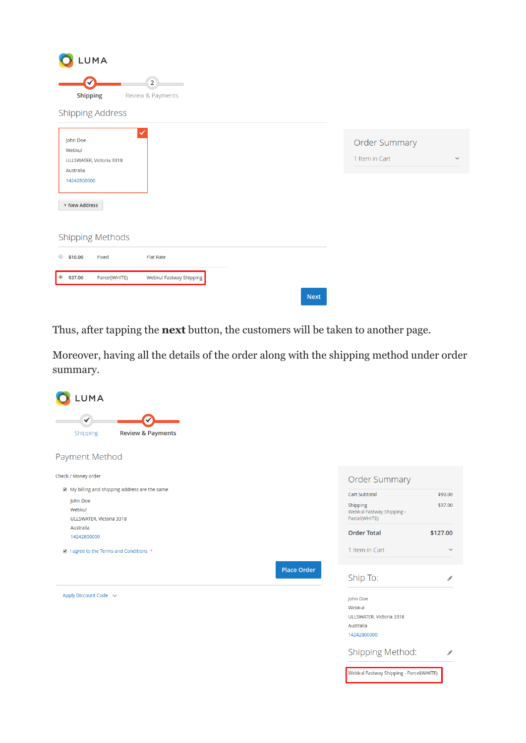LUMA

Shipping | Review & Payments

Shipping Address

John Doe
Webkul
ULLSWATER, Victoria 3318
Australia
14242800000

+ New Address

Shipping Methods

| | | | |
|---|---|---|---|
| ○ | $10.00 | Fixed | Flat Rate |
| ◉ | $37.00 | Parcel(WHITE) | Webkul Fastway Shipping |

Next

Order Summary

1 Item in Cart

Thus, after tapping the **next** button, the customers will be taken to another page.

Moreover, having all the details of the order along with the shipping method under order summary.

LUMA

Shipping | Review & Payments

Payment Method

Check / Money order

My billing and shipping address are the same

John Doe
Webkul
ULLSWATER, Victoria 3318
Australia
14242800000

I agree to the Terms and Conditions *

Place Order

Apply Discount Code

Order Summary

| | |
|---|---|
| Cart Subtotal | $90.00 |
| Shipping<br>Webkul Fastway Shipping - Parcel(WHITE) | $37.00 |
| **Order Total** | **$127.00** |

1 Item in Cart

Ship To:

John Doe
Webkul
ULLSWATER, Victoria 3318
Australia
14242800000

Shipping Method:

Webkul Fastway Shipping - Parcel(WHITE)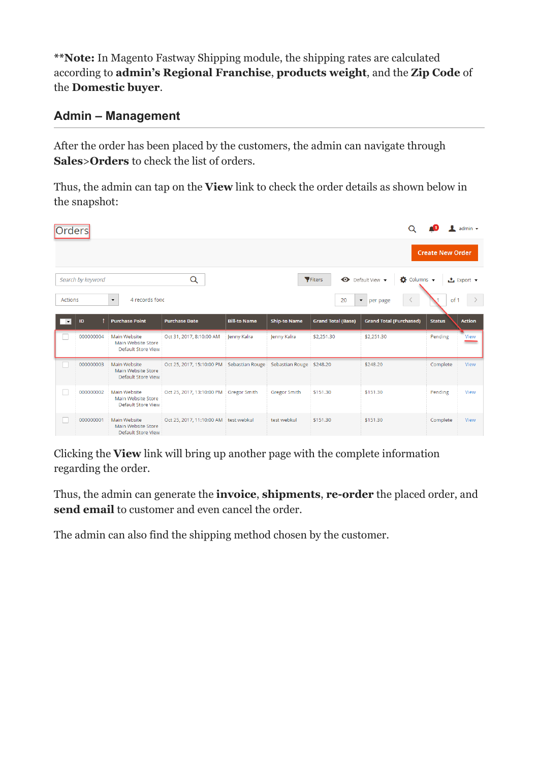****Note:** In Magento Fastway Shipping module, the shipping rates are calculated according to **admin's Regional Franchise**, **products weight**, and the **Zip Code** of the **Domestic buyer**.

## Admin – Management

After the order has been placed by the customers, the admin can navigate through **Sales>Orders** to check the list of orders.

Thus, the admin can tap on the **View** link to check the order details as shown below in the snapshot:

Orders

Create New Order

Search by keyword | Filters | Default View | Columns | Export

Actions | 4 records found | 20 per page | 1 of 1

| ID | Purchase Point | Purchase Date | Bill-to Name | Ship-to Name | Grand Total (Base) | Grand Total (Purchased) | Status | Action |
|---|---|---|---|---|---|---|---|---|
| 000000004 | Main Website Main Website Store Default Store View | Oct 31, 2017, 8:10:00 AM | Jenny Kalra | Jenny Kalra | $2,251.30 | $2,251.30 | Pending | View |
| 000000003 | Main Website Main Website Store Default Store View | Oct 25, 2017, 15:10:00 PM | Sebastian Rouge | Sebastian Rouge | $248.20 | $248.20 | Complete | View |
| 000000002 | Main Website Main Website Store Default Store View | Oct 25, 2017, 13:10:00 PM | Gregor Smith | Gregor Smith | $151.30 | $151.30 | Pending | View |
| 000000001 | Main Website Main Website Store Default Store View | Oct 25, 2017, 11:10:00 AM | test webkul | test webkul | $151.30 | $151.30 | Complete | View |

Clicking the **View** link will bring up another page with the complete information regarding the order.

Thus, the admin can generate the **invoice**, **shipments**, **re-order** the placed order, and **send email** to customer and even cancel the order.

The admin can also find the shipping method chosen by the customer.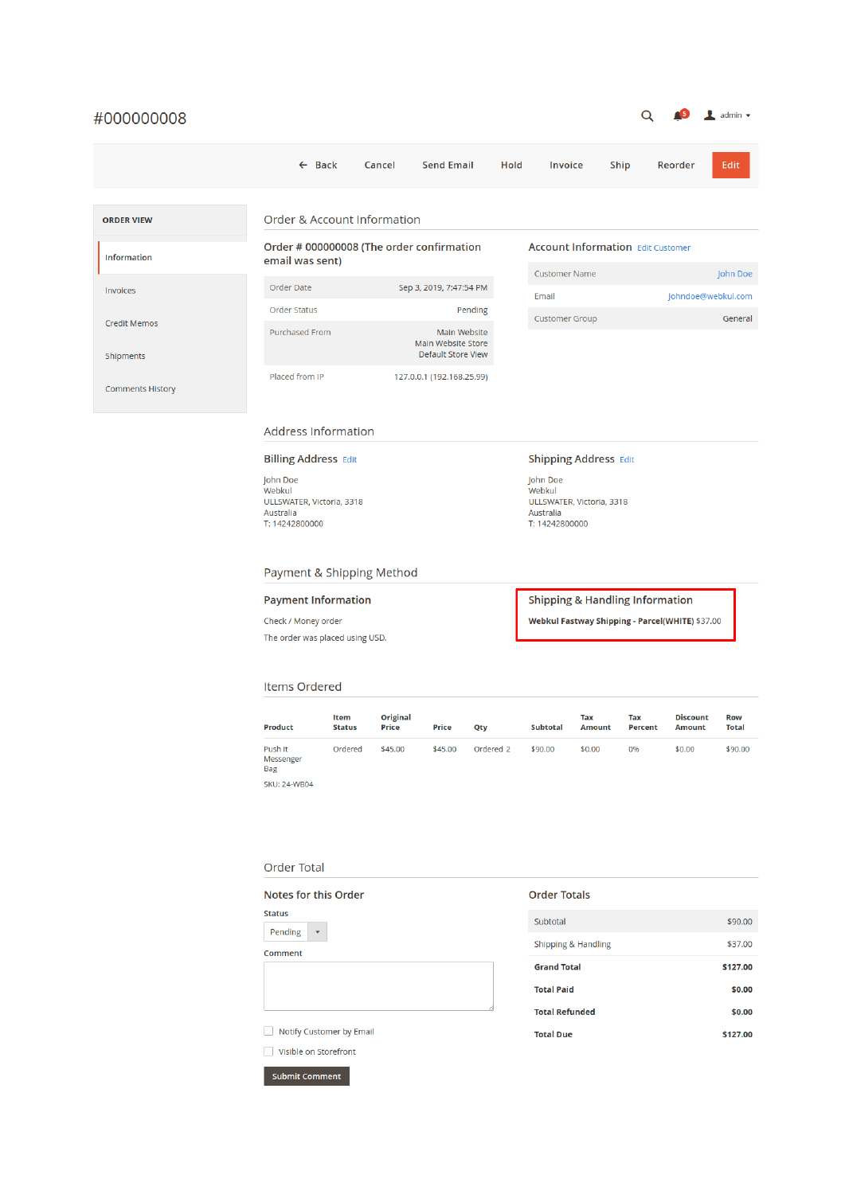# #000000008

Back | Cancel | Send Email | Hold | Invoice | Ship | Reorder | Edit

**ORDER VIEW**

- Information
- Invoices
- Credit Memos
- Shipments
- Comments History

## Order & Account Information

### Order # 000000008 (The order confirmation email was sent)

| | |
|---|---|
| Order Date | Sep 3, 2019, 7:47:54 PM |
| Order Status | Pending |
| Purchased From | Main Website<br>Main Website Store<br>Default Store View |
| Placed from IP | 127.0.0.1 (192.168.25.99) |

### Account Information Edit Customer

| | |
|---|---|
| Customer Name | John Doe |
| Email | Johndoe@webkul.com |
| Customer Group | General |

## Address Information

### Billing Address Edit

John Doe
Webkul
ULLSWATER, Victoria, 3318
Australia
T: 14242800000

### Shipping Address Edit

John Doe
Webkul
ULLSWATER, Victoria, 3318
Australia
T: 14242800000

## Payment & Shipping Method

### Payment Information

Check / Money order

The order was placed using USD.

### Shipping & Handling Information

**Webkul Fastway Shipping - Parcel(WHITE)** $37.00

## Items Ordered

| Product | Item Status | Original Price | Price | Qty | Subtotal | Tax Amount | Tax Percent | Discount Amount | Row Total |
|---|---|---|---|---|---|---|---|---|---|
| Push It Messenger Bag<br>SKU: 24-WB04 | Ordered | $45.00 | $45.00 | Ordered 2 | $90.00 | $0.00 | 0% | $0.00 | $90.00 |

## Order Total

### Notes for this Order

Status

Pending

Comment

Notify Customer by Email

Visible on Storefront

Submit Comment

### Order Totals

| | |
|---|---|
| Subtotal | $90.00 |
| Shipping & Handling | $37.00 |
| **Grand Total** | **$127.00** |
| **Total Paid** | **$0.00** |
| **Total Refunded** | **$0.00** |
| **Total Due** | **$127.00** |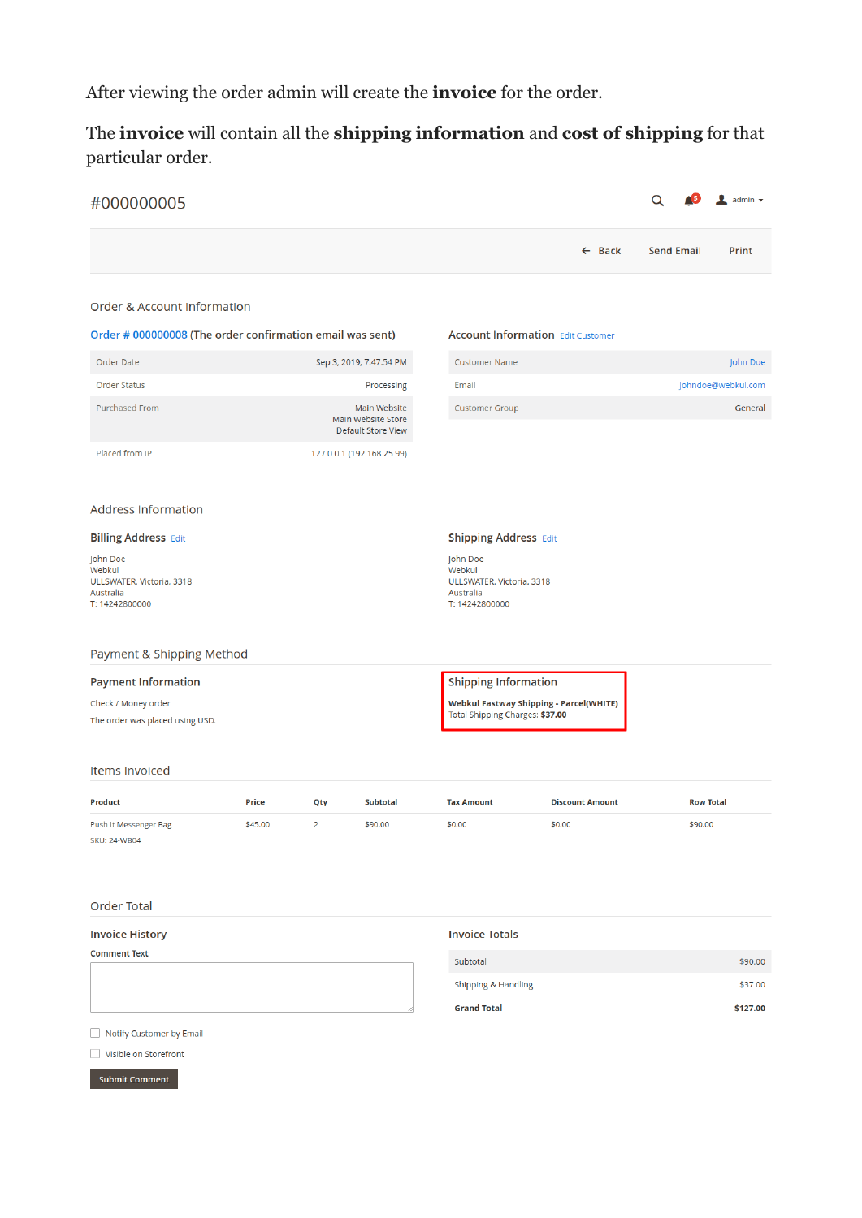After viewing the order admin will create the **invoice** for the order.

The **invoice** will contain all the **shipping information** and **cost of shipping** for that particular order.

#000000005

admin

← Back    Send Email    Print

## Order & Account Information

**Order # 000000008 (The order confirmation email was sent)**

| | |
|---|---|
| Order Date | Sep 3, 2019, 7:47:54 PM |
| Order Status | Processing |
| Purchased From | Main Website<br>Main Website Store<br>Default Store View |
| Placed from IP | 127.0.0.1 (192.168.25.99) |

**Account Information** Edit Customer

| | |
|---|---|
| Customer Name | John Doe |
| Email | johndoe@webkul.com |
| Customer Group | General |

## Address Information

**Billing Address** Edit

John Doe
Webkul
ULLSWATER, Victoria, 3318
Australia
T: 14242800000

**Shipping Address** Edit

John Doe
Webkul
ULLSWATER, Victoria, 3318
Australia
T: 14242800000

## Payment & Shipping Method

**Payment Information**

Check / Money order

The order was placed using USD.

**Shipping Information**

**Webkul Fastway Shipping - Parcel(WHITE)**
Total Shipping Charges: **$37.00**

## Items Invoiced

| Product | Price | Qty | Subtotal | Tax Amount | Discount Amount | Row Total |
|---|---|---|---|---|---|---|
| Push It Messenger Bag<br>SKU: 24-WB04 | $45.00 | 2 | $90.00 | $0.00 | $0.00 | $90.00 |

## Order Total

**Invoice History**

Comment Text

☐ Notify Customer by Email

☐ Visible on Storefront

Submit Comment

**Invoice Totals**

| | |
|---|---|
| Subtotal | $90.00 |
| Shipping & Handling | $37.00 |
| **Grand Total** | **$127.00** |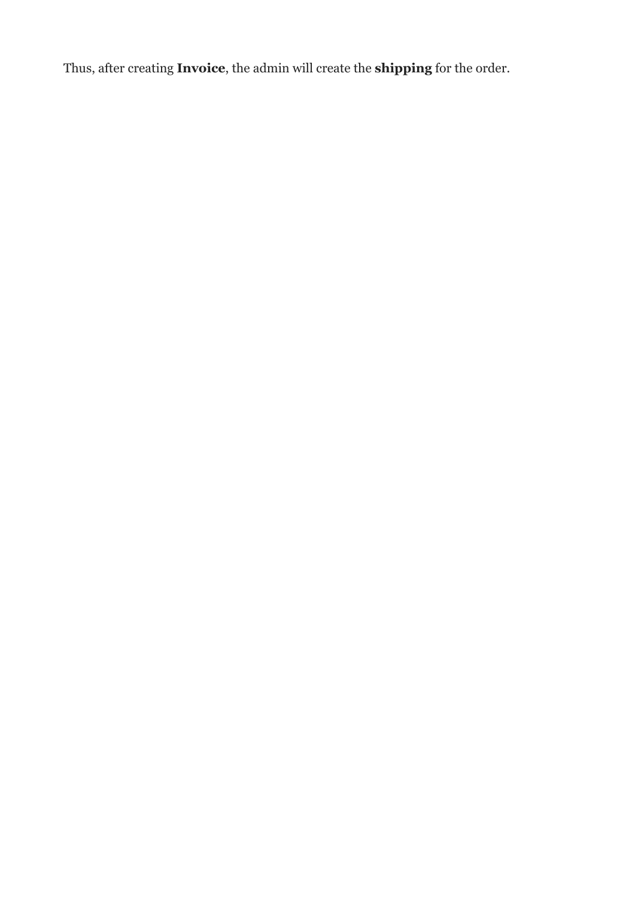Thus, after creating **Invoice**, the admin will create the **shipping** for the order.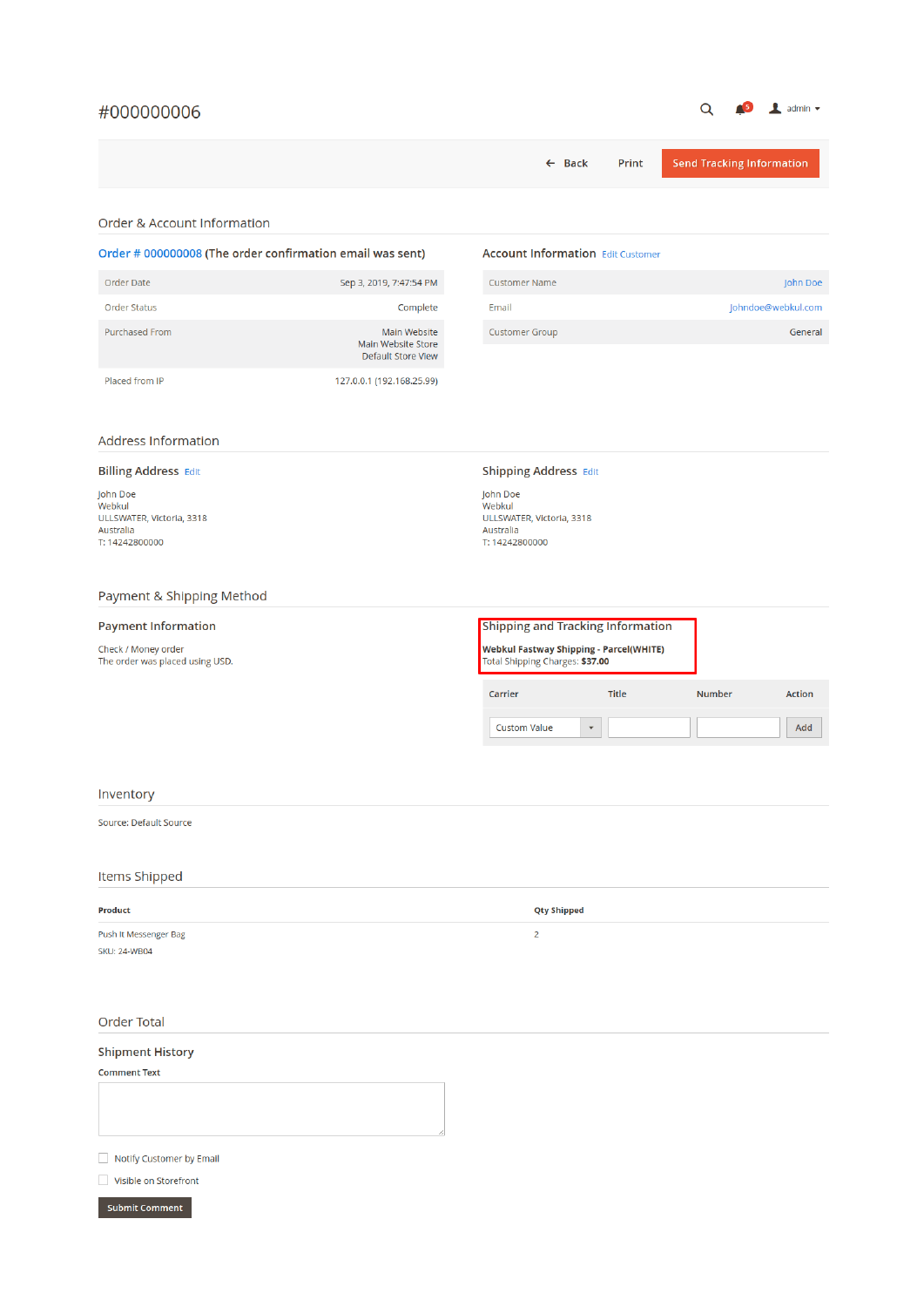# #000000006

← Back | Print | Send Tracking Information

## Order & Account Information

### Order # 000000008 (The order confirmation email was sent)

| | |
|---|---|
| Order Date | Sep 3, 2019, 7:47:54 PM |
| Order Status | Complete |
| Purchased From | Main Website<br>Main Website Store<br>Default Store View |
| Placed from IP | 127.0.0.1 (192.168.25.99) |

### Account Information Edit Customer

| | |
|---|---|
| Customer Name | John Doe |
| Email | Johndoe@webkul.com |
| Customer Group | General |

## Address Information

### Billing Address Edit

John Doe
Webkul
ULLSWATER, Victoria, 3318
Australia
T: 14242800000

### Shipping Address Edit

John Doe
Webkul
ULLSWATER, Victoria, 3318
Australia
T: 14242800000

## Payment & Shipping Method

### Payment Information

Check / Money order
The order was placed using USD.

### Shipping and Tracking Information

**Webkul Fastway Shipping - Parcel(WHITE)**
Total Shipping Charges: **$37.00**

| Carrier | Title | Number | Action |
|---|---|---|---|
| Custom Value | | | Add |

## Inventory

Source: Default Source

## Items Shipped

| Product | Qty Shipped |
|---|---|
| Push It Messenger Bag<br>SKU: 24-WB04 | 2 |

## Order Total

### Shipment History

Comment Text

- [ ] Notify Customer by Email
- [ ] Visible on Storefront

Submit Comment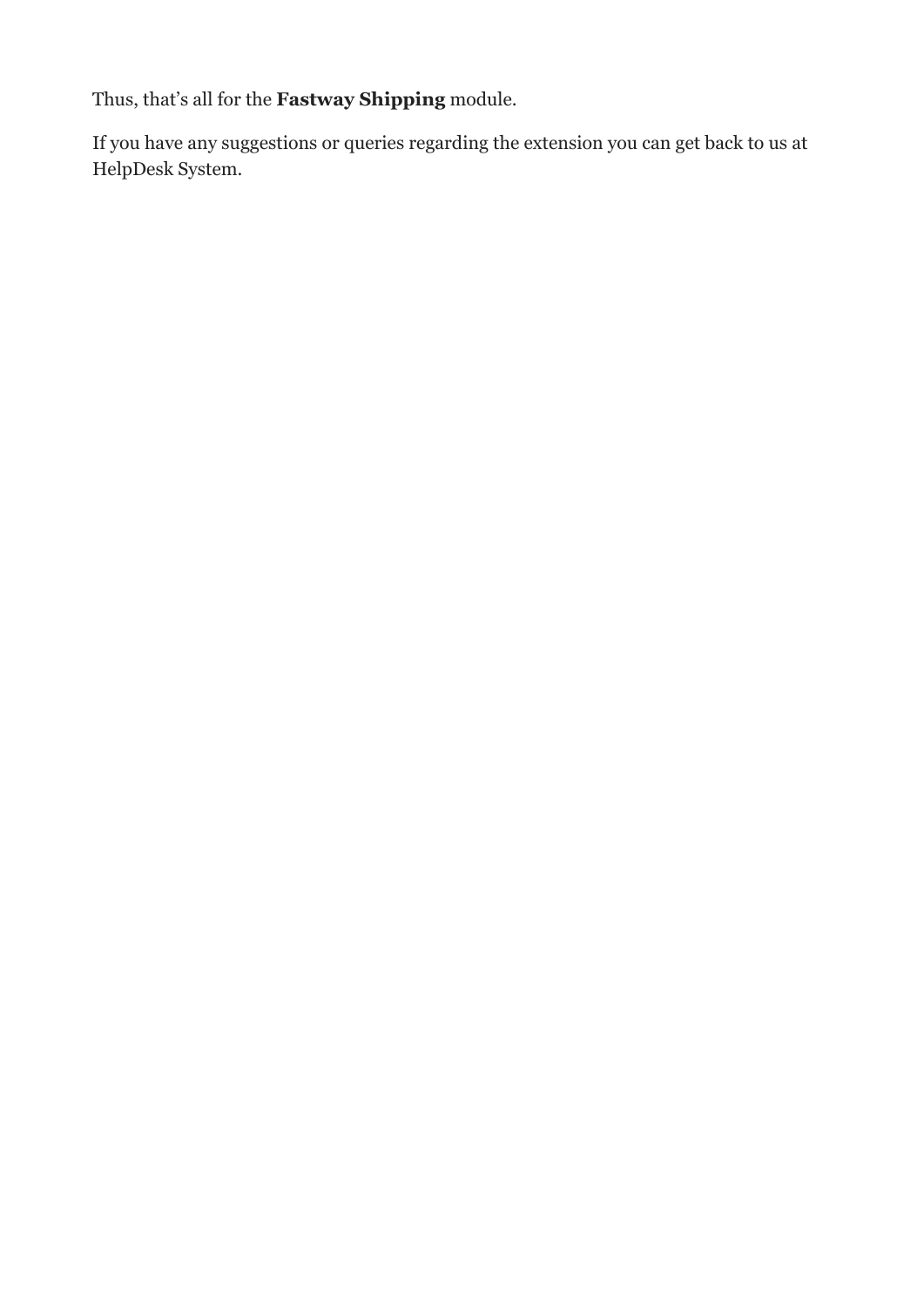Thus, that’s all for the **Fastway Shipping** module.

If you have any suggestions or queries regarding the extension you can get back to us at HelpDesk System.